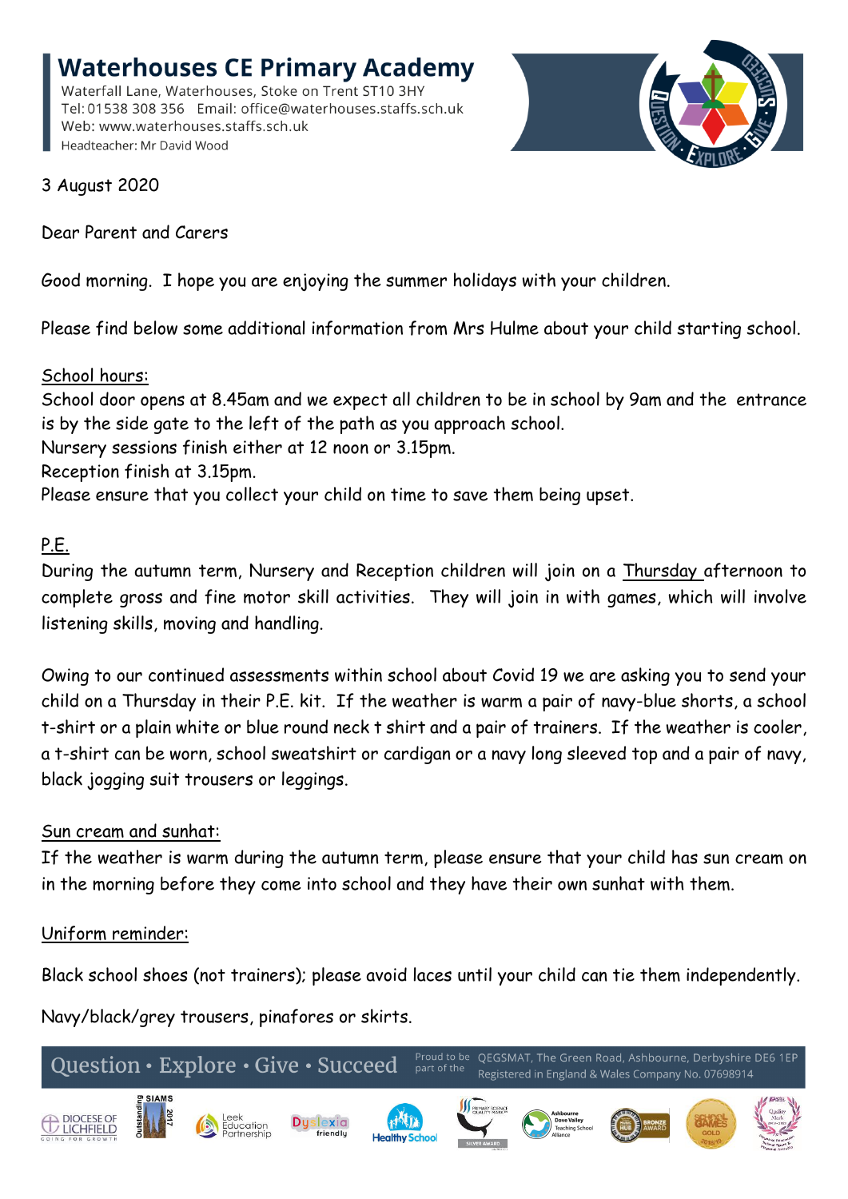# Waterhouses CE Primary Academy

Waterfall Lane, Waterhouses, Stoke on Trent ST10 3HY
Tel: 01538 308 356 Email: office@waterhouses.staffs.sch.uk
Web: www.waterhouses.staffs.sch.uk
Headteacher: Mr David Wood

3 August 2020

Dear Parent and Carers

Good morning. I hope you are enjoying the summer holidays with your children.

Please find below some additional information from Mrs Hulme about your child starting school.

School hours:
School door opens at 8.45am and we expect all children to be in school by 9am and the entrance is by the side gate to the left of the path as you approach school.
Nursery sessions finish either at 12 noon or 3.15pm.
Reception finish at 3.15pm.
Please ensure that you collect your child on time to save them being upset.

P.E.
During the autumn term, Nursery and Reception children will join on a Thursday afternoon to complete gross and fine motor skill activities. They will join in with games, which will involve listening skills, moving and handling.

Owing to our continued assessments within school about Covid 19 we are asking you to send your child on a Thursday in their P.E. kit. If the weather is warm a pair of navy-blue shorts, a school t-shirt or a plain white or blue round neck t shirt and a pair of trainers. If the weather is cooler, a t-shirt can be worn, school sweatshirt or cardigan or a navy long sleeved top and a pair of navy, black jogging suit trousers or leggings.

Sun cream and sunhat:
If the weather is warm during the autumn term, please ensure that your child has sun cream on in the morning before they come into school and they have their own sunhat with them.

Uniform reminder:

Black school shoes (not trainers); please avoid laces until your child can tie them independently.

Navy/black/grey trousers, pinafores or skirts.

Question • Explore • Give • Succeed — Proud to be part of the QEGSMAT, The Green Road, Ashbourne, Derbyshire DE6 1EP. Registered in England & Wales Company No. 07698914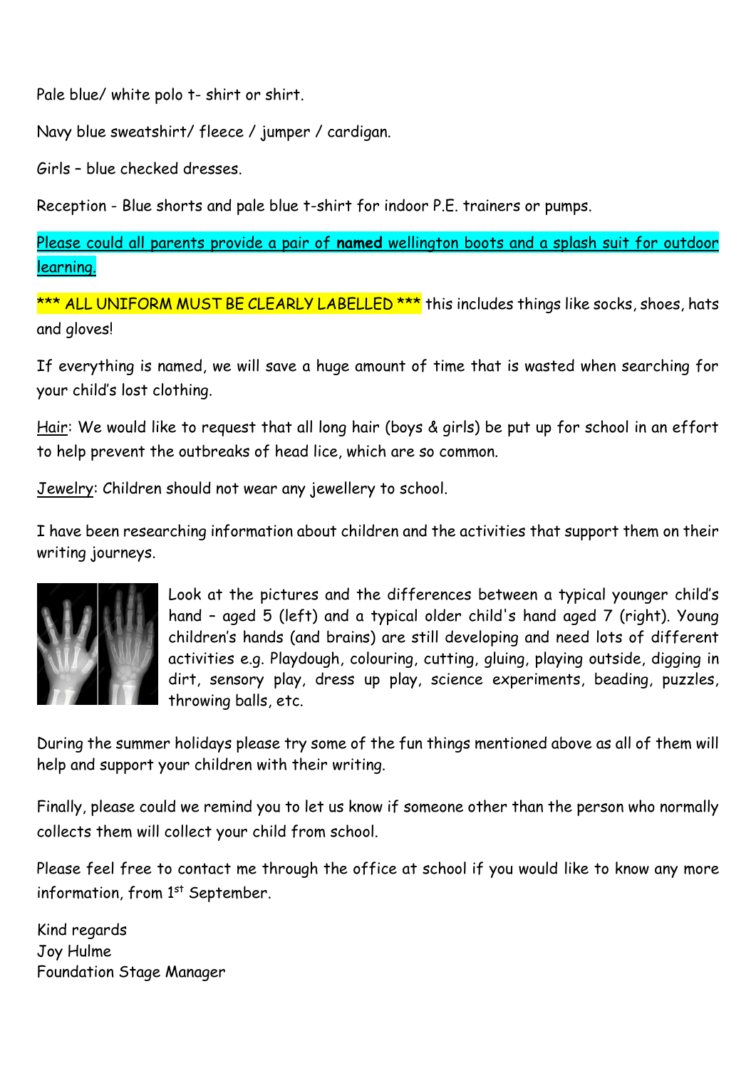Pale blue/ white polo t- shirt or shirt.

Navy blue sweatshirt/ fleece / jumper / cardigan.

Girls – blue checked dresses.

Reception - Blue shorts and pale blue t-shirt for indoor P.E. trainers or pumps.

Please could all parents provide a pair of **named** wellington boots and a splash suit for outdoor learning.

*** ALL UNIFORM MUST BE CLEARLY LABELLED *** this includes things like socks, shoes, hats and gloves!

If everything is named, we will save a huge amount of time that is wasted when searching for your child's lost clothing.

Hair: We would like to request that all long hair (boys & girls) be put up for school in an effort to help prevent the outbreaks of head lice, which are so common.

Jewelry: Children should not wear any jewellery to school.

I have been researching information about children and the activities that support them on their writing journeys.

Look at the pictures and the differences between a typical younger child's hand – aged 5 (left) and a typical older child's hand aged 7 (right). Young children's hands (and brains) are still developing and need lots of different activities e.g. Playdough, colouring, cutting, gluing, playing outside, digging in dirt, sensory play, dress up play, science experiments, beading, puzzles, throwing balls, etc.

During the summer holidays please try some of the fun things mentioned above as all of them will help and support your children with their writing.

Finally, please could we remind you to let us know if someone other than the person who normally collects them will collect your child from school.

Please feel free to contact me through the office at school if you would like to know any more information, from 1st September.

Kind regards
Joy Hulme
Foundation Stage Manager